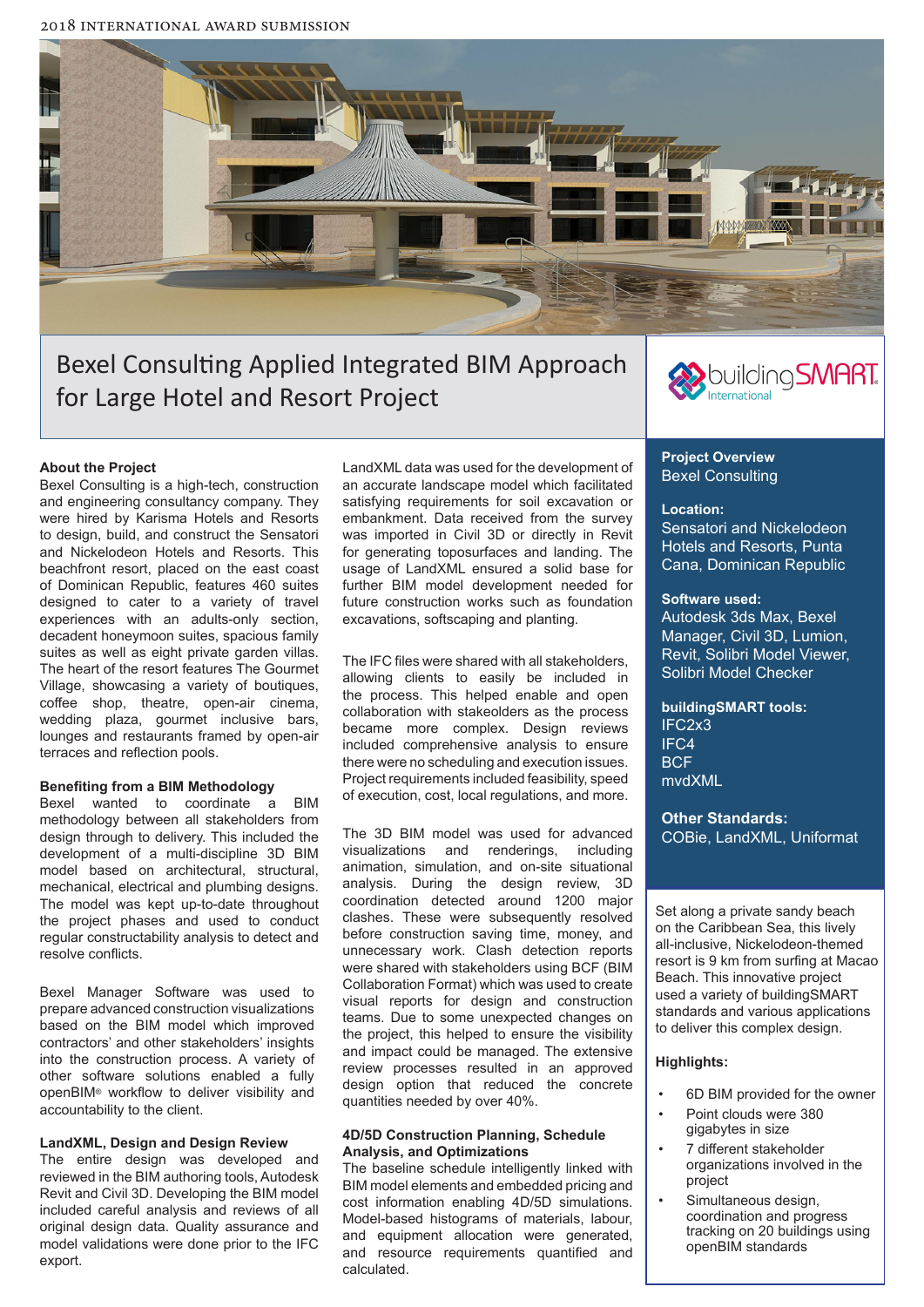2018 INTERNATIONAL AWARD SUBMISSION

# Bexel Consulting Applied Integrated BIM Approach for Large Hotel and Resort Project

buildingSMART International

**About the Project**

Bexel Consulting is a high-tech, construction and engineering consultancy company. They were hired by Karisma Hotels and Resorts to design, build, and construct the Sensatori and Nickelodeon Hotels and Resorts. This beachfront resort, placed on the east coast of Dominican Republic, features 460 suites designed to cater to a variety of travel experiences with an adults-only section, decadent honeymoon suites, spacious family suites as well as eight private garden villas. The heart of the resort features The Gourmet Village, showcasing a variety of boutiques, coffee shop, theatre, open-air cinema, wedding plaza, gourmet inclusive bars, lounges and restaurants framed by open-air terraces and reflection pools.

**Benefiting from a BIM Methodology**

Bexel wanted to coordinate a BIM methodology between all stakeholders from design through to delivery. This included the development of a multi-discipline 3D BIM model based on architectural, structural, mechanical, electrical and plumbing designs. The model was kept up-to-date throughout the project phases and used to conduct regular constructability analysis to detect and resolve conflicts.

Bexel Manager Software was used to prepare advanced construction visualizations based on the BIM model which improved contractors' and other stakeholders' insights into the construction process. A variety of other software solutions enabled a fully openBIM® workflow to deliver visibility and accountability to the client.

**LandXML, Design and Design Review**

The entire design was developed and reviewed in the BIM authoring tools, Autodesk Revit and Civil 3D. Developing the BIM model included careful analysis and reviews of all original design data. Quality assurance and model validations were done prior to the IFC export.

LandXML data was used for the development of an accurate landscape model which facilitated satisfying requirements for soil excavation or embankment. Data received from the survey was imported in Civil 3D or directly in Revit for generating toposurfaces and landing. The usage of LandXML ensured a solid base for further BIM model development needed for future construction works such as foundation excavations, softscaping and planting.

The IFC files were shared with all stakeholders, allowing clients to easily be included in the process. This helped enable and open collaboration with stakeholders as the process became more complex. Design reviews included comprehensive analysis to ensure there were no scheduling and execution issues. Project requirements included feasibility, speed of execution, cost, local regulations, and more.

The 3D BIM model was used for advanced visualizations and renderings, including animation, simulation, and on-site situational analysis. During the design review, 3D coordination detected around 1200 major clashes. These were subsequently resolved before construction saving time, money, and unnecessary work. Clash detection reports were shared with stakeholders using BCF (BIM Collaboration Format) which was used to create visual reports for design and construction teams. Due to some unexpected changes on the project, this helped to ensure the visibility and impact could be managed. The extensive review processes resulted in an approved design option that reduced the concrete quantities needed by over 40%.

**4D/5D Construction Planning, Schedule Analysis, and Optimizations**

The baseline schedule intelligently linked with BIM model elements and embedded pricing and cost information enabling 4D/5D simulations. Model-based histograms of materials, labour, and equipment allocation were generated, and resource requirements quantified and calculated.

**Project Overview**
Bexel Consulting

**Location:**
Sensatori and Nickelodeon Hotels and Resorts, Punta Cana, Dominican Republic

**Software used:**
Autodesk 3ds Max, Bexel Manager, Civil 3D, Lumion, Revit, Solibri Model Viewer, Solibri Model Checker

**buildingSMART tools:**
IFC2x3
IFC4
BCF
mvdXML

**Other Standards:**
COBie, LandXML, Uniformat

Set along a private sandy beach on the Caribbean Sea, this lively all-inclusive, Nickelodeon-themed resort is 9 km from surfing at Macao Beach. This innovative project used a variety of buildingSMART standards and various applications to deliver this complex design.

**Highlights:**

- 6D BIM provided for the owner
- Point clouds were 380 gigabytes in size
- 7 different stakeholder organizations involved in the project
- Simultaneous design, coordination and progress tracking on 20 buildings using openBIM standards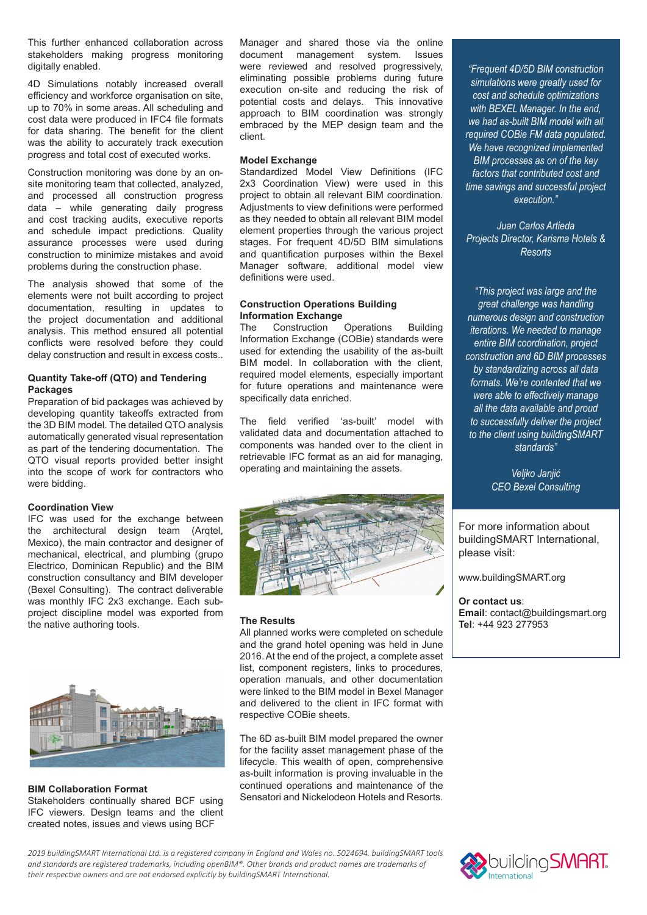This further enhanced collaboration across stakeholders making progress monitoring digitally enabled.

4D Simulations notably increased overall efficiency and workforce organisation on site, up to 70% in some areas. All scheduling and cost data were produced in IFC4 file formats for data sharing. The benefit for the client was the ability to accurately track execution progress and total cost of executed works.

Construction monitoring was done by an on-site monitoring team that collected, analyzed, and processed all construction progress data – while generating daily progress and cost tracking audits, executive reports and schedule impact predictions. Quality assurance processes were used during construction to minimize mistakes and avoid problems during the construction phase.

The analysis showed that some of the elements were not built according to project documentation, resulting in updates to the project documentation and additional analysis. This method ensured all potential conflicts were resolved before they could delay construction and result in excess costs..

### Quantity Take-off (QTO) and Tendering Packages

Preparation of bid packages was achieved by developing quantity takeoffs extracted from the 3D BIM model. The detailed QTO analysis automatically generated visual representation as part of the tendering documentation. The QTO visual reports provided better insight into the scope of work for contractors who were bidding.

### Coordination View

IFC was used for the exchange between the architectural design team (Arqtel, Mexico), the main contractor and designer of mechanical, electrical, and plumbing (grupo Electrico, Dominican Republic) and the BIM construction consultancy and BIM developer (Bexel Consulting). The contract deliverable was monthly IFC 2x3 exchange. Each sub-project discipline model was exported from the native authoring tools.

### BIM Collaboration Format

Stakeholders continually shared BCF using IFC viewers. Design teams and the client created notes, issues and views using BCF Manager and shared those via the online document management system. Issues were reviewed and resolved progressively, eliminating possible problems during future execution on-site and reducing the risk of potential costs and delays. This innovative approach to BIM coordination was strongly embraced by the MEP design team and the client.

### Model Exchange

Standardized Model View Definitions (IFC 2x3 Coordination View) were used in this project to obtain all relevant BIM coordination. Adjustments to view definitions were performed as they needed to obtain all relevant BIM model element properties through the various project stages. For frequent 4D/5D BIM simulations and quantification purposes within the Bexel Manager software, additional model view definitions were used.

### Construction Operations Building Information Exchange

The Construction Operations Building Information Exchange (COBie) standards were used for extending the usability of the as-built BIM model. In collaboration with the client, required model elements, especially important for future operations and maintenance were specifically data enriched.

The field verified 'as-built' model with validated data and documentation attached to components was handed over to the client in retrievable IFC format as an aid for managing, operating and maintaining the assets.

### The Results

All planned works were completed on schedule and the grand hotel opening was held in June 2016. At the end of the project, a complete asset list, component registers, links to procedures, operation manuals, and other documentation were linked to the BIM model in Bexel Manager and delivered to the client in IFC format with respective COBie sheets.

The 6D as-built BIM model prepared the owner for the facility asset management phase of the lifecycle. This wealth of open, comprehensive as-built information is proving invaluable in the continued operations and maintenance of the Sensatori and Nickelodeon Hotels and Resorts.

*"Frequent 4D/5D BIM construction simulations were greatly used for cost and schedule optimizations with BEXEL Manager. In the end, we had as-built BIM model with all required COBie FM data populated. We have recognized implemented BIM processes as on of the key factors that contributed cost and time savings and successful project execution."*

*Juan Carlos Artieda*
*Projects Director, Karisma Hotels & Resorts*

*"This project was large and the great challenge was handling numerous design and construction iterations. We needed to manage entire BIM coordination, project construction and 6D BIM processes by standardizing across all data formats. We're contented that we were able to effectively manage all the data available and proud to successfully deliver the project to the client using buildingSMART standards"*

*Veljko Janjić*
*CEO Bexel Consulting*

For more information about buildingSMART International, please visit:

www.buildingSMART.org

**Or contact us**:
**Email**: contact@buildingsmart.org
**Tel**: +44 923 277953

*2019 buildingSMART International Ltd. is a registered company in England and Wales no. 5024694. buildingSMART tools and standards are registered trademarks, including openBIM®. Other brands and product names are trademarks of their respective owners and are not endorsed explicitly by buildingSMART International.*